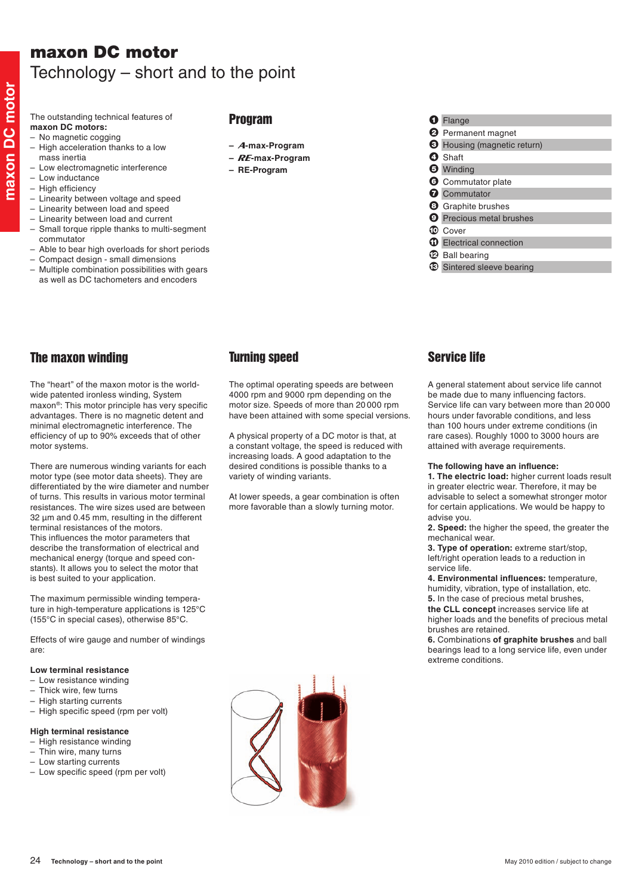# maxon DC motor

## Technology – short and to the point

The outstanding technical features of **maxon DC motors:**

- No magnetic cogging
- High acceleration thanks to a low mass inertia
- Low electromagnetic interference
- Low inductance
- High efficiency
- Linearity between voltage and speed
- Linearity between load and speed
- Linearity between load and current
- Small torque ripple thanks to multi-segment commutator
- Able to bear high overloads for short periods
- Compact design - small dimensions
- Multiple combination possibilities with gears as well as DC tachometers and encoders

## Program

- **A-max-Program**
- **RE-max-Program**
- **RE-Program**

1. Flange
2. Permanent magnet
3. Housing (magnetic return)
4. Shaft
5. Winding
6. Commutator plate
7. Commutator
8. Graphite brushes
9. Precious metal brushes
10. Cover
11. Electrical connection
12. Ball bearing
13. Sintered sleeve bearing

## The maxon winding

The "heart" of the maxon motor is the world-wide patented ironless winding, System maxon®: This motor principle has very specific advantages. There is no magnetic detent and minimal electromagnetic interference. The efficiency of up to 90% exceeds that of other motor systems.

There are numerous winding variants for each motor type (see motor data sheets). They are differentiated by the wire diameter and number of turns. This results in various motor terminal resistances. The wire sizes used are between 32 µm and 0.45 mm, resulting in the different terminal resistances of the motors.
This influences the motor parameters that describe the transformation of electrical and mechanical energy (torque and speed constants). It allows you to select the motor that is best suited to your application.

The maximum permissible winding temperature in high-temperature applications is 125°C (155°C in special cases), otherwise 85°C.

Effects of wire gauge and number of windings are:

**Low terminal resistance**

- Low resistance winding
- Thick wire, few turns
- High starting currents
- High specific speed (rpm per volt)

**High terminal resistance**

- High resistance winding
- Thin wire, many turns
- Low starting currents
- Low specific speed (rpm per volt)

## Turning speed

The optimal operating speeds are between 4000 rpm and 9000 rpm depending on the motor size. Speeds of more than 20 000 rpm have been attained with some special versions.

A physical property of a DC motor is that, at a constant voltage, the speed is reduced with increasing loads. A good adaptation to the desired conditions is possible thanks to a variety of winding variants.

At lower speeds, a gear combination is often more favorable than a slowly turning motor.

## Service life

A general statement about service life cannot be made due to many influencing factors. Service life can vary between more than 20 000 hours under favorable conditions, and less than 100 hours under extreme conditions (in rare cases). Roughly 1000 to 3000 hours are attained with average requirements.

**The following have an influence:**

**1. The electric load:** higher current loads result in greater electric wear. Therefore, it may be advisable to select a somewhat stronger motor for certain applications. We would be happy to advise you.
**2. Speed:** the higher the speed, the greater the mechanical wear.
**3. Type of operation:** extreme start/stop, left/right operation leads to a reduction in service life.
**4. Environmental influences:** temperature, humidity, vibration, type of installation, etc.
**5.** In the case of precious metal brushes, **the CLL concept** increases service life at higher loads and the benefits of precious metal brushes are retained.
**6.** Combinations **of graphite brushes** and ball bearings lead to a long service life, even under extreme conditions.

May 2010 edition / subject to change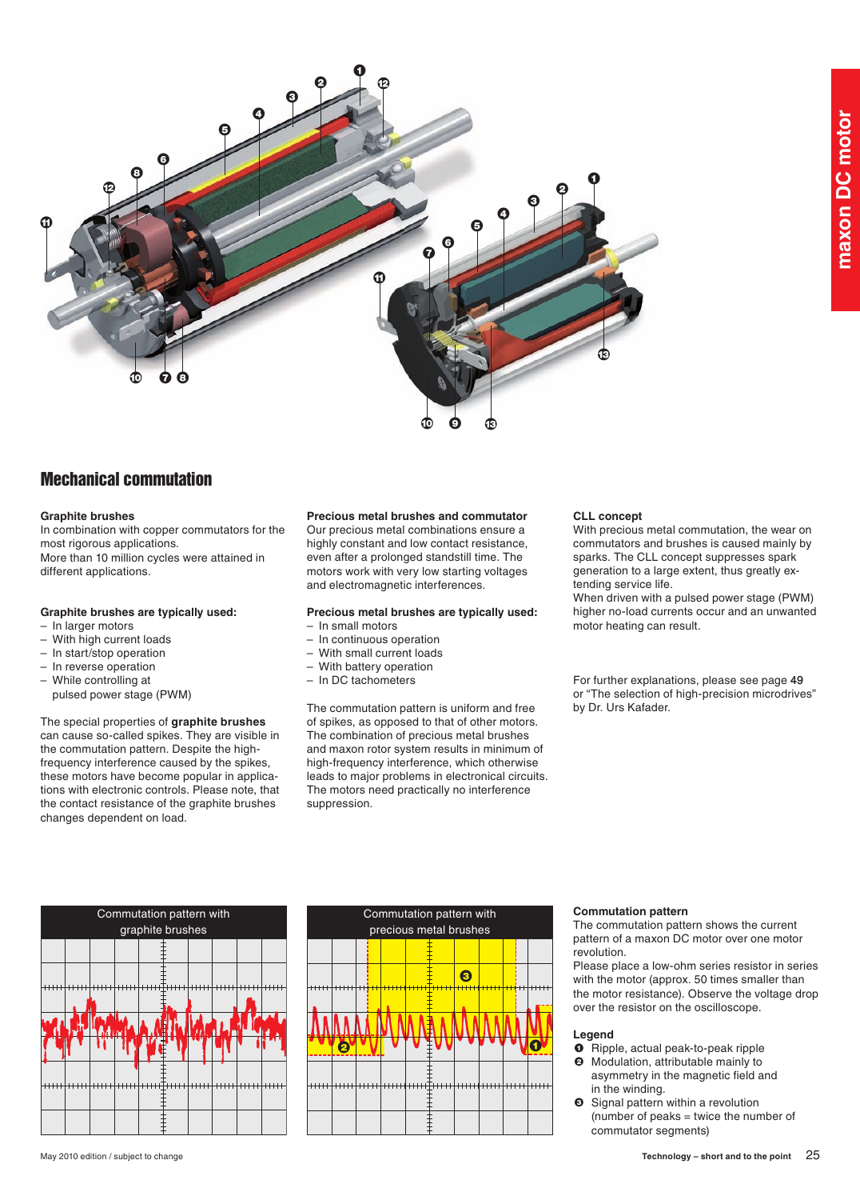## Mechanical commutation

**Graphite brushes**
In combination with copper commutators for the most rigorous applications.
More than 10 million cycles were attained in different applications.

**Graphite brushes are typically used:**

- In larger motors
- With high current loads
- In start/stop operation
- In reverse operation
- While controlling at pulsed power stage (PWM)

The special properties of **graphite brushes** can cause so-called spikes. They are visible in the commutation pattern. Despite the high-frequency interference caused by the spikes, these motors have become popular in applications with electronic controls. Please note, that the contact resistance of the graphite brushes changes dependent on load.

**Precious metal brushes and commutator**
Our precious metal combinations ensure a highly constant and low contact resistance, even after a prolonged standstill time. The motors work with very low starting voltages and electromagnetic interferences.

**Precious metal brushes are typically used:**

- In small motors
- In continuous operation
- With small current loads
- With battery operation
- In DC tachometers

The commutation pattern is uniform and free of spikes, as opposed to that of other motors. The combination of precious metal brushes and maxon rotor system results in minimum of high-frequency interference, which otherwise leads to major problems in electronical circuits. The motors need practically no interference suppression.

**CLL concept**
With precious metal commutation, the wear on commutators and brushes is caused mainly by sparks. The CLL concept suppresses spark generation to a large extent, thus greatly extending service life.
When driven with a pulsed power stage (PWM) higher no-load currents occur and an unwanted motor heating can result.

For further explanations, please see page 49 or "The selection of high-precision microdrives" by Dr. Urs Kafader.

Commutation pattern with graphite brushes

Commutation pattern with precious metal brushes

**Commutation pattern**
The commutation pattern shows the current pattern of a maxon DC motor over one motor revolution.
Please place a low-ohm series resistor in series with the motor (approx. 50 times smaller than the motor resistance). Observe the voltage drop over the resistor on the oscilloscope.

**Legend**

1. Ripple, actual peak-to-peak ripple
2. Modulation, attributable mainly to asymmetry in the magnetic field and in the winding.
3. Signal pattern within a revolution (number of peaks = twice the number of commutator segments)